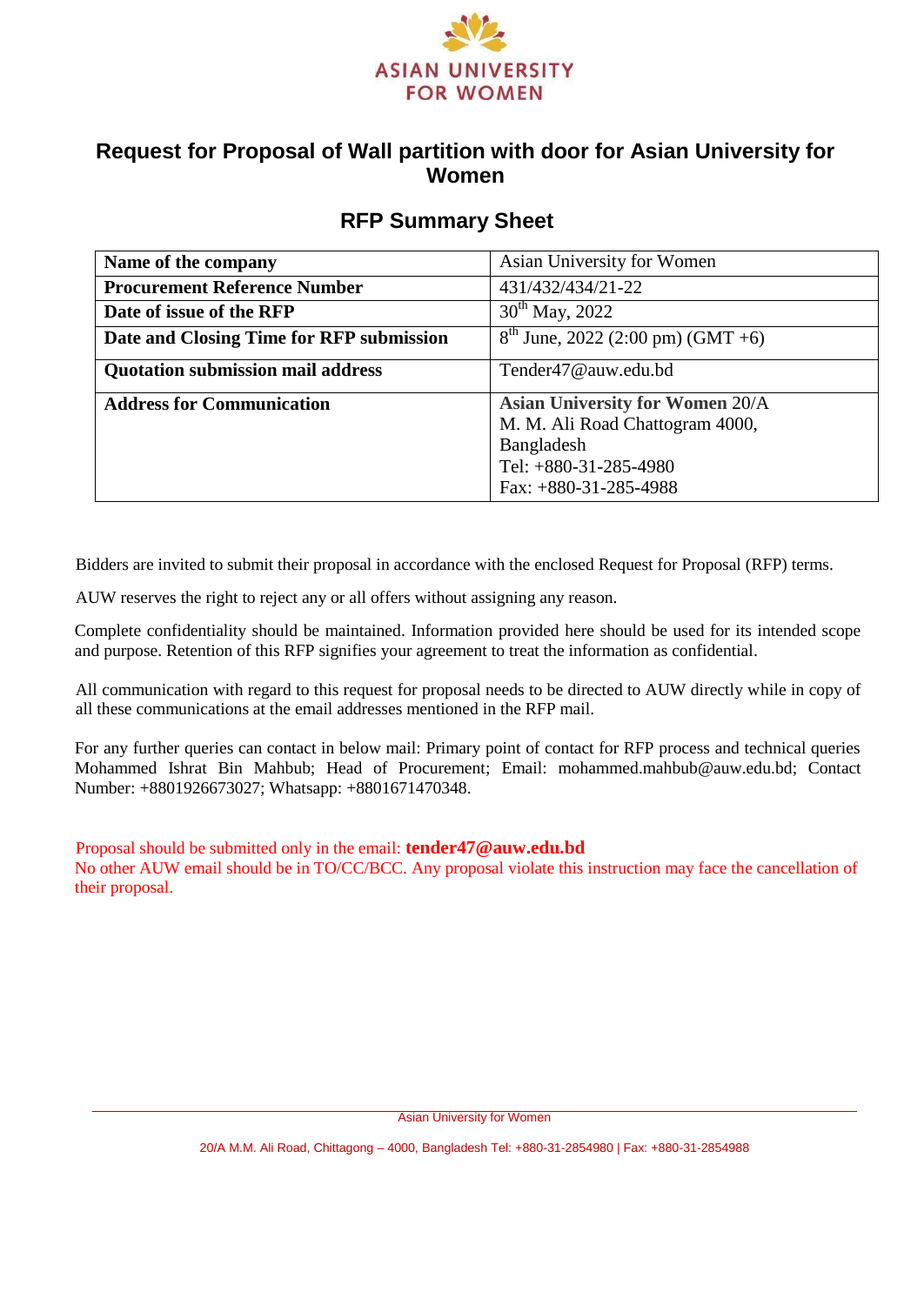ASIAN UNIVERSITY FOR WOMEN

# Request for Proposal of Wall partition with door for Asian University for Women

## RFP Summary Sheet

| **Name of the company** | Asian University for Women |
|---|---|
| **Procurement Reference Number** | 431/432/434/21-22 |
| **Date of issue of the RFP** | 30th May, 2022 |
| **Date and Closing Time for RFP submission** | 8th June, 2022 (2:00 pm) (GMT +6) |
| **Quotation submission mail address** | Tender47@auw.edu.bd |
| **Address for Communication** | **Asian University for Women** 20/A M. M. Ali Road Chattogram 4000, Bangladesh Tel: +880-31-285-4980 Fax: +880-31-285-4988 |

Bidders are invited to submit their proposal in accordance with the enclosed Request for Proposal (RFP) terms.

AUW reserves the right to reject any or all offers without assigning any reason.

Complete confidentiality should be maintained. Information provided here should be used for its intended scope and purpose. Retention of this RFP signifies your agreement to treat the information as confidential.

All communication with regard to this request for proposal needs to be directed to AUW directly while in copy of all these communications at the email addresses mentioned in the RFP mail.

For any further queries can contact in below mail: Primary point of contact for RFP process and technical queries Mohammed Ishrat Bin Mahbub; Head of Procurement; Email: mohammed.mahbub@auw.edu.bd; Contact Number: +8801926673027; Whatsapp: +8801671470348.

Proposal should be submitted only in the email: **tender47@auw.edu.bd**
No other AUW email should be in TO/CC/BCC. Any proposal violate this instruction may face the cancellation of their proposal.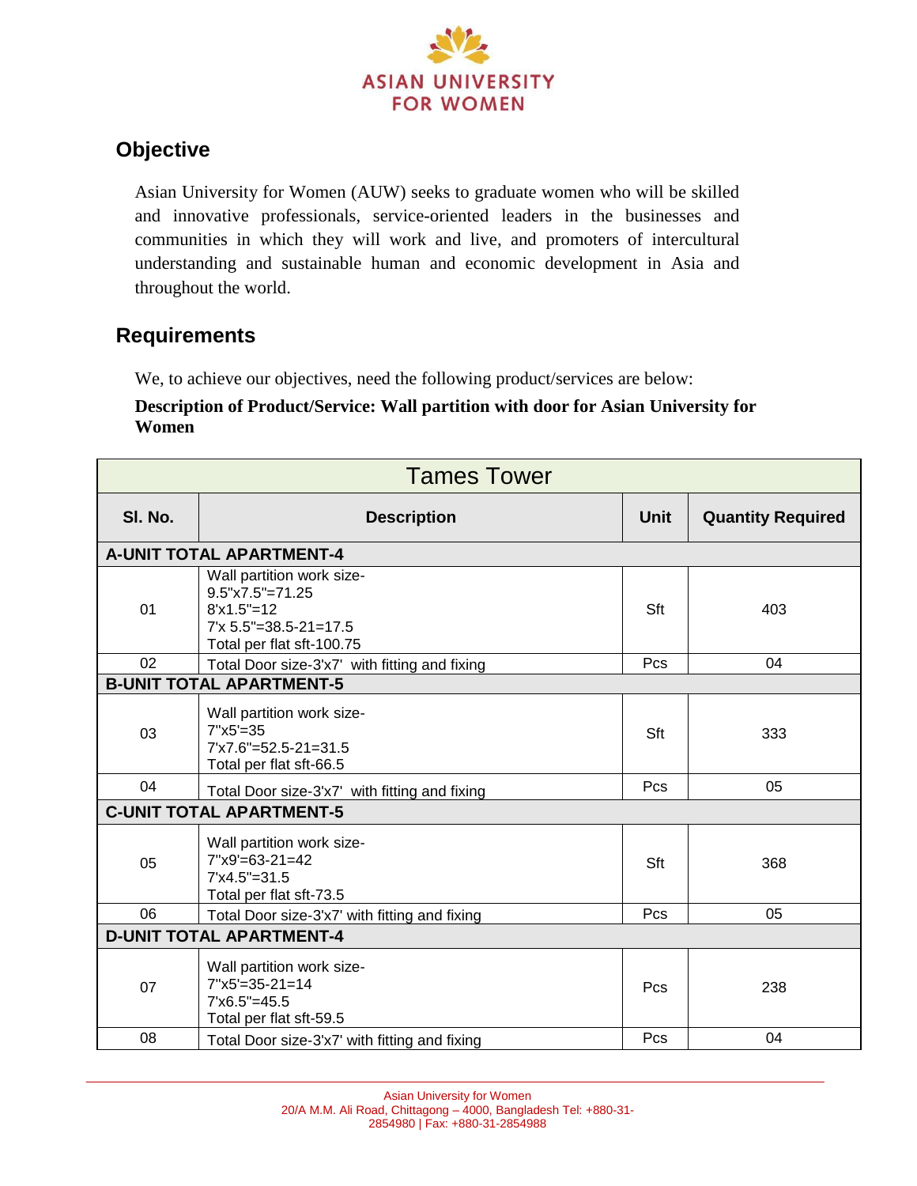ASIAN UNIVERSITY FOR WOMEN

## Objective

Asian University for Women (AUW) seeks to graduate women who will be skilled and innovative professionals, service-oriented leaders in the businesses and communities in which they will work and live, and promoters of intercultural understanding and sustainable human and economic development in Asia and throughout the world.

## Requirements

We, to achieve our objectives, need the following product/services are below:

**Description of Product/Service: Wall partition with door for Asian University for Women**

| Tames Tower | | | |
|---|---|---|---|
| **Sl. No.** | **Description** | **Unit** | **Quantity Required** |
| **A-UNIT TOTAL APARTMENT-4** | | | |
| 01 | Wall partition work size-<br>9.5"x7.5"=71.25<br>8'x1.5"=12<br>7'x 5.5"=38.5-21=17.5<br>Total per flat sft-100.75 | Sft | 403 |
| 02 | Total Door size-3'x7' with fitting and fixing | Pcs | 04 |
| **B-UNIT TOTAL APARTMENT-5** | | | |
| 03 | Wall partition work size-<br>7"x5'=35<br>7'x7.6"=52.5-21=31.5<br>Total per flat sft-66.5 | Sft | 333 |
| 04 | Total Door size-3'x7' with fitting and fixing | Pcs | 05 |
| **C-UNIT TOTAL APARTMENT-5** | | | |
| 05 | Wall partition work size-<br>7"x9'=63-21=42<br>7'x4.5"=31.5<br>Total per flat sft-73.5 | Sft | 368 |
| 06 | Total Door size-3'x7' with fitting and fixing | Pcs | 05 |
| **D-UNIT TOTAL APARTMENT-4** | | | |
| 07 | Wall partition work size-<br>7"x5'=35-21=14<br>7'x6.5"=45.5<br>Total per flat sft-59.5 | Pcs | 238 |
| 08 | Total Door size-3'x7' with fitting and fixing | Pcs | 04 |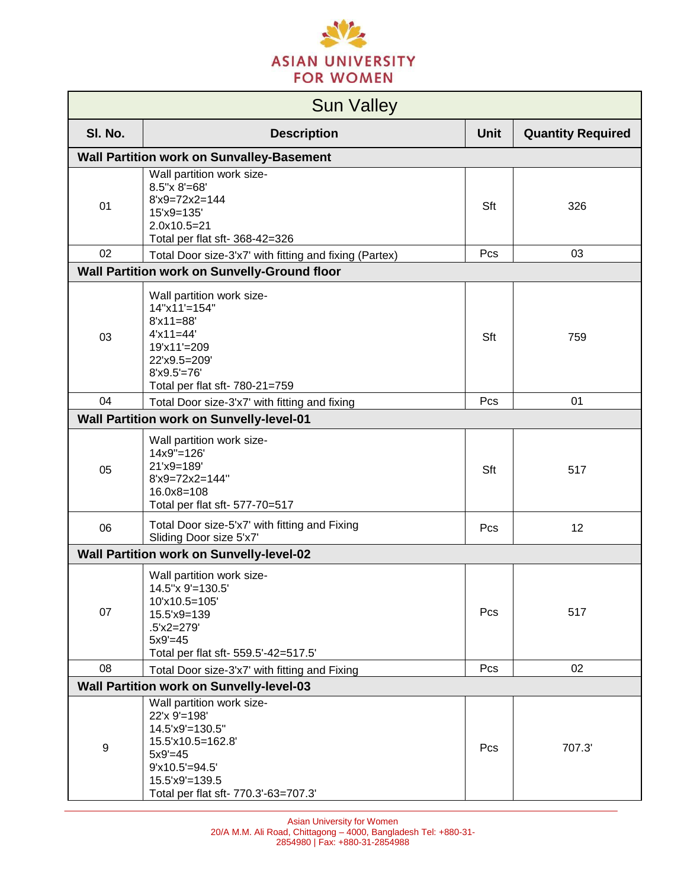ASIAN UNIVERSITY FOR WOMEN

| Sun Valley | | | |
|---|---|---|---|
| **Sl. No.** | **Description** | **Unit** | **Quantity Required** |
| **Wall Partition work on Sunvalley-Basement** | | | |
| 01 | Wall partition work size-<br>8.5"x 8'=68'<br>8'x9=72x2=144<br>15'x9=135'<br>2.0x10.5=21<br>Total per flat sft- 368-42=326 | Sft | 326 |
| 02 | Total Door size-3'x7' with fitting and fixing (Partex) | Pcs | 03 |
| **Wall Partition work on Sunvelly-Ground floor** | | | |
| 03 | Wall partition work size-<br>14"x11'=154"<br>8'x11=88'<br>4'x11=44'<br>19'x11'=209<br>22'x9.5=209'<br>8'x9.5'=76'<br>Total per flat sft- 780-21=759 | Sft | 759 |
| 04 | Total Door size-3'x7' with fitting and fixing | Pcs | 01 |
| **Wall Partition work on Sunvelly-level-01** | | | |
| 05 | Wall partition work size-<br>14x9"=126'<br>21'x9=189'<br>8'x9=72x2=144"<br>16.0x8=108<br>Total per flat sft- 577-70=517 | Sft | 517 |
| 06 | Total Door size-5'x7' with fitting and Fixing<br>Sliding Door size 5'x7' | Pcs | 12 |
| **Wall Partition work on Sunvelly-level-02** | | | |
| 07 | Wall partition work size-<br>14.5"x 9'=130.5'<br>10'x10.5=105'<br>15.5'x9=139<br>.5'x2=279'<br>5x9'=45<br>Total per flat sft- 559.5'-42=517.5' | Pcs | 517 |
| 08 | Total Door size-3'x7' with fitting and Fixing | Pcs | 02 |
| **Wall Partition work on Sunvelly-level-03** | | | |
| 9 | Wall partition work size-<br>22'x 9'=198'<br>14.5'x9'=130.5"<br>15.5'x10.5=162.8'<br>5x9'=45<br>9'x10.5'=94.5'<br>15.5'x9'=139.5<br>Total per flat sft- 770.3'-63=707.3' | Pcs | 707.3' |

Asian University for Women
20/A M.M. Ali Road, Chittagong – 4000, Bangladesh Tel: +880-31-2854980 | Fax: +880-31-2854988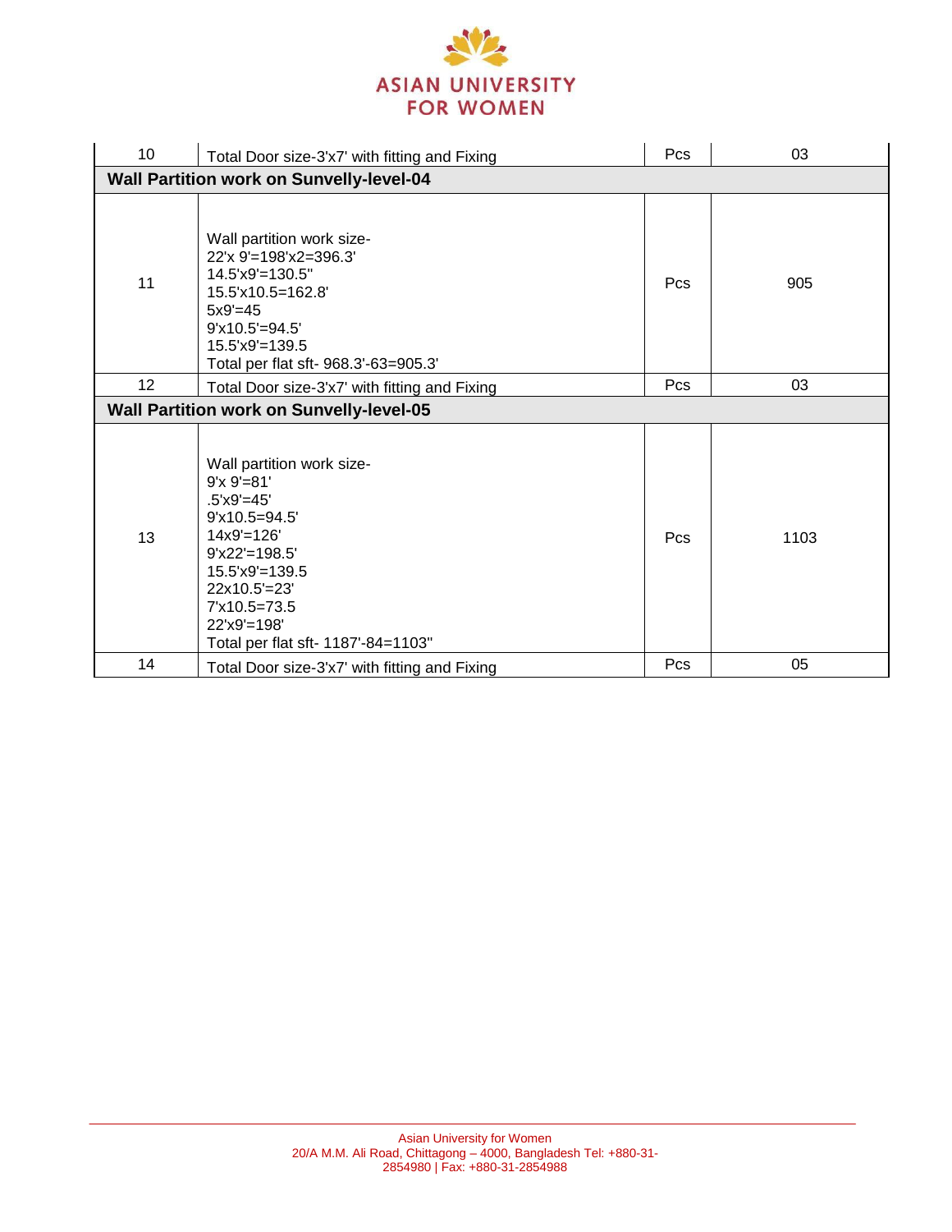| 10 | Total Door size-3'x7' with fitting and Fixing | Pcs | 03 |
|---|---|---|---|
| **Wall Partition work on Sunvelly-level-04** | | | |
| 11 | Wall partition work size-<br>22'x 9'=198'x2=396.3'<br>14.5'x9'=130.5"<br>15.5'x10.5=162.8'<br>5x9'=45<br>9'x10.5'=94.5'<br>15.5'x9'=139.5<br>Total per flat sft- 968.3'-63=905.3' | Pcs | 905 |
| 12 | Total Door size-3'x7' with fitting and Fixing | Pcs | 03 |
| **Wall Partition work on Sunvelly-level-05** | | | |
| 13 | Wall partition work size-<br>9'x 9'=81'<br>.5'x9'=45'<br>9'x10.5=94.5'<br>14x9'=126'<br>9'x22'=198.5'<br>15.5'x9'=139.5<br>22x10.5'=23'<br>7'x10.5=73.5<br>22'x9'=198'<br>Total per flat sft- 1187'-84=1103" | Pcs | 1103 |
| 14 | Total Door size-3'x7' with fitting and Fixing | Pcs | 05 |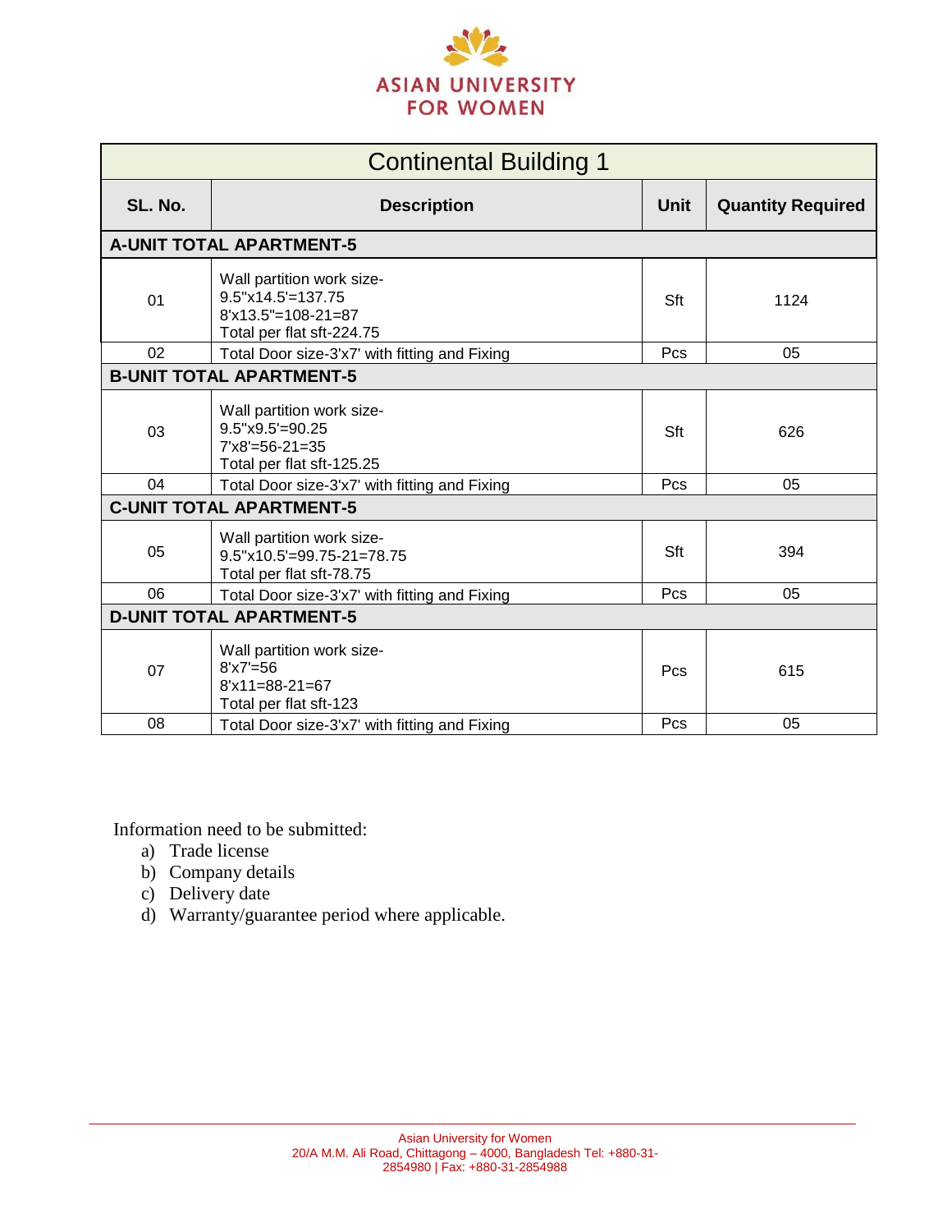ASIAN UNIVERSITY FOR WOMEN

| Continental Building 1 | | | |
|---|---|---|---|
| **SL. No.** | **Description** | **Unit** | **Quantity Required** |
| **A-UNIT TOTAL APARTMENT-5** | | | |
| 01 | Wall partition work size-<br>9.5"x14.5'=137.75<br>8'x13.5"=108-21=87<br>Total per flat sft-224.75 | Sft | 1124 |
| 02 | Total Door size-3'x7' with fitting and Fixing | Pcs | 05 |
| **B-UNIT TOTAL APARTMENT-5** | | | |
| 03 | Wall partition work size-<br>9.5"x9.5'=90.25<br>7'x8'=56-21=35<br>Total per flat sft-125.25 | Sft | 626 |
| 04 | Total Door size-3'x7' with fitting and Fixing | Pcs | 05 |
| **C-UNIT TOTAL APARTMENT-5** | | | |
| 05 | Wall partition work size-<br>9.5"x10.5'=99.75-21=78.75<br>Total per flat sft-78.75 | Sft | 394 |
| 06 | Total Door size-3'x7' with fitting and Fixing | Pcs | 05 |
| **D-UNIT TOTAL APARTMENT-5** | | | |
| 07 | Wall partition work size-<br>8'x7'=56<br>8'x11=88-21=67<br>Total per flat sft-123 | Pcs | 615 |
| 08 | Total Door size-3'x7' with fitting and Fixing | Pcs | 05 |

Information need to be submitted:

a) Trade license
b) Company details
c) Delivery date
d) Warranty/guarantee period where applicable.

Asian University for Women
20/A M.M. Ali Road, Chittagong – 4000, Bangladesh Tel: +880-31-2854980 | Fax: +880-31-2854988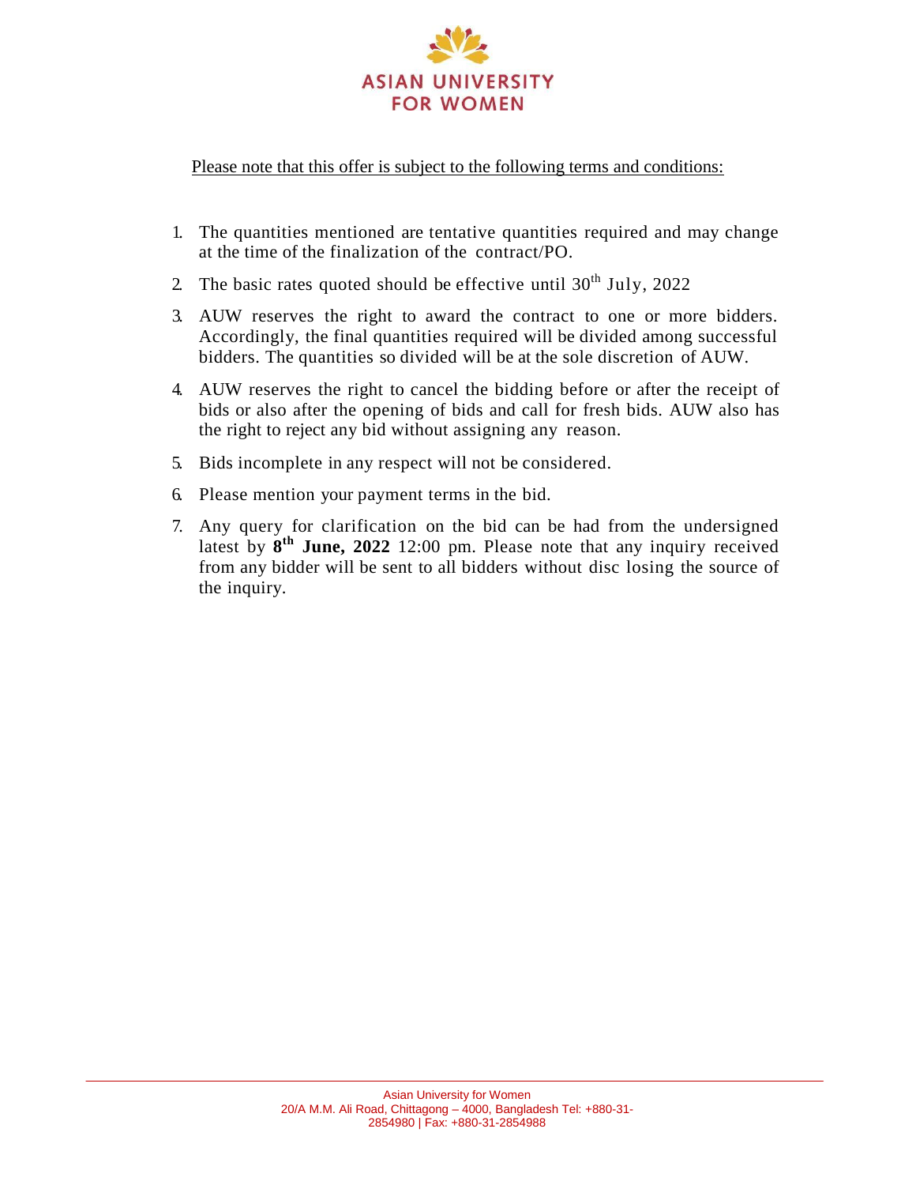ASIAN UNIVERSITY FOR WOMEN

Please note that this offer is subject to the following terms and conditions:

1. The quantities mentioned are tentative quantities required and may change at the time of the finalization of the contract/PO.
2. The basic rates quoted should be effective until 30th July, 2022
3. AUW reserves the right to award the contract to one or more bidders. Accordingly, the final quantities required will be divided among successful bidders. The quantities so divided will be at the sole discretion of AUW.
4. AUW reserves the right to cancel the bidding before or after the receipt of bids or also after the opening of bids and call for fresh bids. AUW also has the right to reject any bid without assigning any reason.
5. Bids incomplete in any respect will not be considered.
6. Please mention your payment terms in the bid.
7. Any query for clarification on the bid can be had from the undersigned latest by **8th June, 2022** 12:00 pm. Please note that any inquiry received from any bidder will be sent to all bidders without disc losing the source of the inquiry.